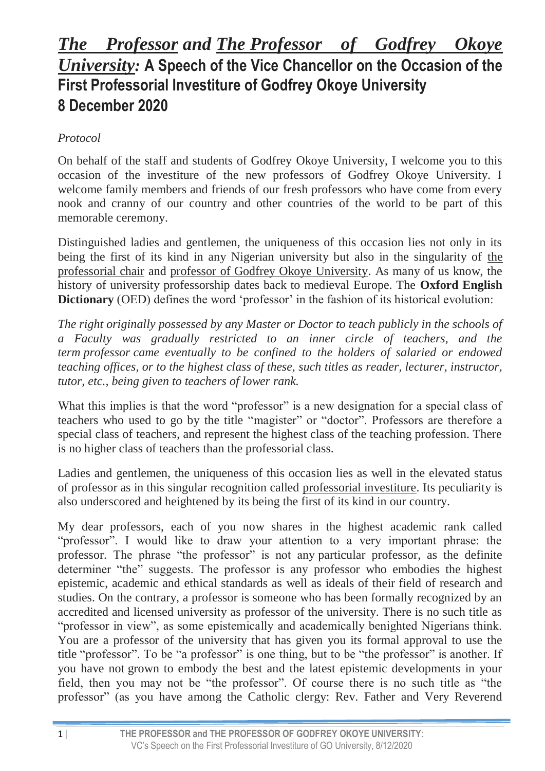# *The Professor* and *The Professor of Godfrey Okoye University:* A Speech of the Vice Chancellor on the Occasion of the First Professorial Investiture of Godfrey Okoye University 8 December 2020

*Protocol*

On behalf of the staff and students of Godfrey Okoye University, I welcome you to this occasion of the investiture of the new professors of Godfrey Okoye University. I welcome family members and friends of our fresh professors who have come from every nook and cranny of our country and other countries of the world to be part of this memorable ceremony.

Distinguished ladies and gentlemen, the uniqueness of this occasion lies not only in its being the first of its kind in any Nigerian university but also in the singularity of the professorial chair and professor of Godfrey Okoye University. As many of us know, the history of university professorship dates back to medieval Europe. The **Oxford English Dictionary** (OED) defines the word 'professor' in the fashion of its historical evolution:

*The right originally possessed by any Master or Doctor to teach publicly in the schools of a Faculty was gradually restricted to an inner circle of teachers, and the term professor came eventually to be confined to the holders of salaried or endowed teaching offices, or to the highest class of these, such titles as reader, lecturer, instructor, tutor, etc., being given to teachers of lower rank.*

What this implies is that the word "professor" is a new designation for a special class of teachers who used to go by the title "magister" or "doctor". Professors are therefore a special class of teachers, and represent the highest class of the teaching profession. There is no higher class of teachers than the professorial class.

Ladies and gentlemen, the uniqueness of this occasion lies as well in the elevated status of professor as in this singular recognition called professorial investiture. Its peculiarity is also underscored and heightened by its being the first of its kind in our country.

My dear professors, each of you now shares in the highest academic rank called "professor". I would like to draw your attention to a very important phrase: the professor. The phrase "the professor" is not any particular professor, as the definite determiner "the" suggests. The professor is any professor who embodies the highest epistemic, academic and ethical standards as well as ideals of their field of research and studies. On the contrary, a professor is someone who has been formally recognized by an accredited and licensed university as professor of the university. There is no such title as "professor in view", as some epistemically and academically benighted Nigerians think. You are a professor of the university that has given you its formal approval to use the title "professor". To be "a professor" is one thing, but to be "the professor" is another. If you have not grown to embody the best and the latest epistemic developments in your field, then you may not be "the professor". Of course there is no such title as "the professor" (as you have among the Catholic clergy: Rev. Father and Very Reverend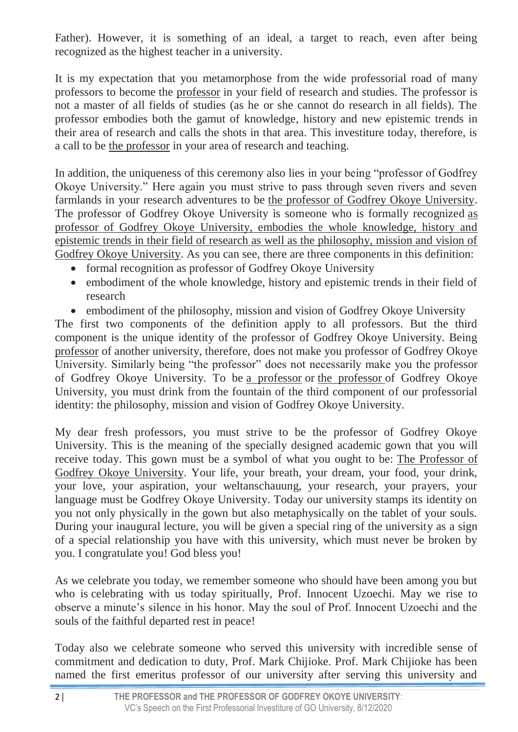Father). However, it is something of an ideal, a target to reach, even after being recognized as the highest teacher in a university.

It is my expectation that you metamorphose from the wide professorial road of many professors to become the professor in your field of research and studies. The professor is not a master of all fields of studies (as he or she cannot do research in all fields). The professor embodies both the gamut of knowledge, history and new epistemic trends in their area of research and calls the shots in that area. This investiture today, therefore, is a call to be the professor in your area of research and teaching.

In addition, the uniqueness of this ceremony also lies in your being "professor of Godfrey Okoye University." Here again you must strive to pass through seven rivers and seven farmlands in your research adventures to be the professor of Godfrey Okoye University. The professor of Godfrey Okoye University is someone who is formally recognized as professor of Godfrey Okoye University, embodies the whole knowledge, history and epistemic trends in their field of research as well as the philosophy, mission and vision of Godfrey Okoye University. As you can see, there are three components in this definition:

- formal recognition as professor of Godfrey Okoye University
- embodiment of the whole knowledge, history and epistemic trends in their field of research
- embodiment of the philosophy, mission and vision of Godfrey Okoye University

The first two components of the definition apply to all professors. But the third component is the unique identity of the professor of Godfrey Okoye University. Being professor of another university, therefore, does not make you professor of Godfrey Okoye University. Similarly being "the professor" does not necessarily make you the professor of Godfrey Okoye University. To be a professor or the professor of Godfrey Okoye University, you must drink from the fountain of the third component of our professorial identity: the philosophy, mission and vision of Godfrey Okoye University.

My dear fresh professors, you must strive to be the professor of Godfrey Okoye University. This is the meaning of the specially designed academic gown that you will receive today. This gown must be a symbol of what you ought to be: The Professor of Godfrey Okoye University. Your life, your breath, your dream, your food, your drink, your love, your aspiration, your weltanschauung, your research, your prayers, your language must be Godfrey Okoye University. Today our university stamps its identity on you not only physically in the gown but also metaphysically on the tablet of your souls. During your inaugural lecture, you will be given a special ring of the university as a sign of a special relationship you have with this university, which must never be broken by you. I congratulate you! God bless you!

As we celebrate you today, we remember someone who should have been among you but who is celebrating with us today spiritually, Prof. Innocent Uzoechi. May we rise to observe a minute's silence in his honor. May the soul of Prof. Innocent Uzoechi and the souls of the faithful departed rest in peace!

Today also we celebrate someone who served this university with incredible sense of commitment and dedication to duty, Prof. Mark Chijioke. Prof. Mark Chijioke has been named the first emeritus professor of our university after serving this university and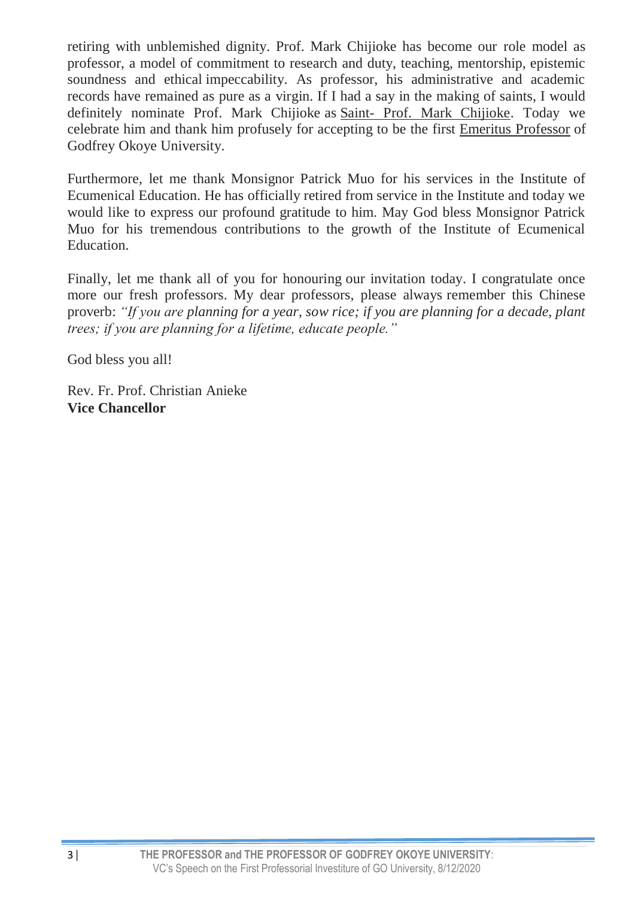retiring with unblemished dignity. Prof. Mark Chijioke has become our role model as professor, a model of commitment to research and duty, teaching, mentorship, epistemic soundness and ethical impeccability. As professor, his administrative and academic records have remained as pure as a virgin. If I had a say in the making of saints, I would definitely nominate Prof. Mark Chijioke as Saint- Prof. Mark Chijioke. Today we celebrate him and thank him profusely for accepting to be the first Emeritus Professor of Godfrey Okoye University.

Furthermore, let me thank Monsignor Patrick Muo for his services in the Institute of Ecumenical Education. He has officially retired from service in the Institute and today we would like to express our profound gratitude to him. May God bless Monsignor Patrick Muo for his tremendous contributions to the growth of the Institute of Ecumenical Education.

Finally, let me thank all of you for honouring our invitation today. I congratulate once more our fresh professors. My dear professors, please always remember this Chinese proverb: *"If you are planning for a year, sow rice; if you are planning for a decade, plant trees; if you are planning for a lifetime, educate people."*

God bless you all!

Rev. Fr. Prof. Christian Anieke
**Vice Chancellor**